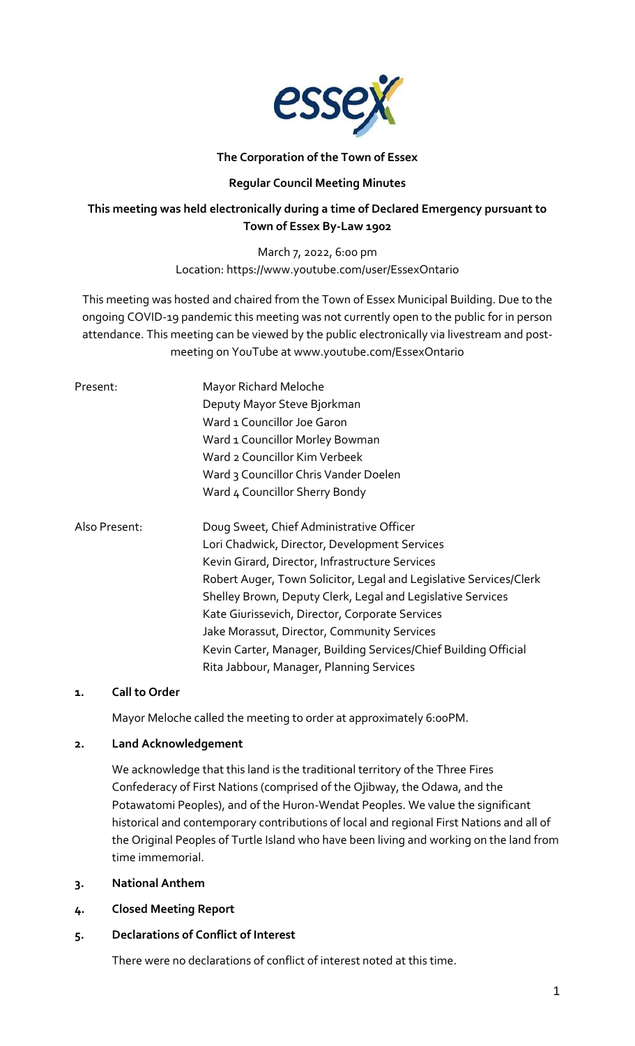**The Corporation of the Town of Essex**

**Regular Council Meeting Minutes**

**This meeting was held electronically during a time of Declared Emergency pursuant to Town of Essex By-Law 1902**

March 7, 2022, 6:00 pm
Location: https://www.youtube.com/user/EssexOntario

This meeting was hosted and chaired from the Town of Essex Municipal Building. Due to the ongoing COVID-19 pandemic this meeting was not currently open to the public for in person attendance. This meeting can be viewed by the public electronically via livestream and post-meeting on YouTube at www.youtube.com/EssexOntario

Present:
- Mayor Richard Meloche
- Deputy Mayor Steve Bjorkman
- Ward 1 Councillor Joe Garon
- Ward 1 Councillor Morley Bowman
- Ward 2 Councillor Kim Verbeek
- Ward 3 Councillor Chris Vander Doelen
- Ward 4 Councillor Sherry Bondy

Also Present:
- Doug Sweet, Chief Administrative Officer
- Lori Chadwick, Director, Development Services
- Kevin Girard, Director, Infrastructure Services
- Robert Auger, Town Solicitor, Legal and Legislative Services/Clerk
- Shelley Brown, Deputy Clerk, Legal and Legislative Services
- Kate Giurissevich, Director, Corporate Services
- Jake Morassut, Director, Community Services
- Kevin Carter, Manager, Building Services/Chief Building Official
- Rita Jabbour, Manager, Planning Services

## 1. Call to Order

Mayor Meloche called the meeting to order at approximately 6:00PM.

## 2. Land Acknowledgement

We acknowledge that this land is the traditional territory of the Three Fires Confederacy of First Nations (comprised of the Ojibway, the Odawa, and the Potawatomi Peoples), and of the Huron-Wendat Peoples. We value the significant historical and contemporary contributions of local and regional First Nations and all of the Original Peoples of Turtle Island who have been living and working on the land from time immemorial.

## 3. National Anthem

## 4. Closed Meeting Report

## 5. Declarations of Conflict of Interest

There were no declarations of conflict of interest noted at this time.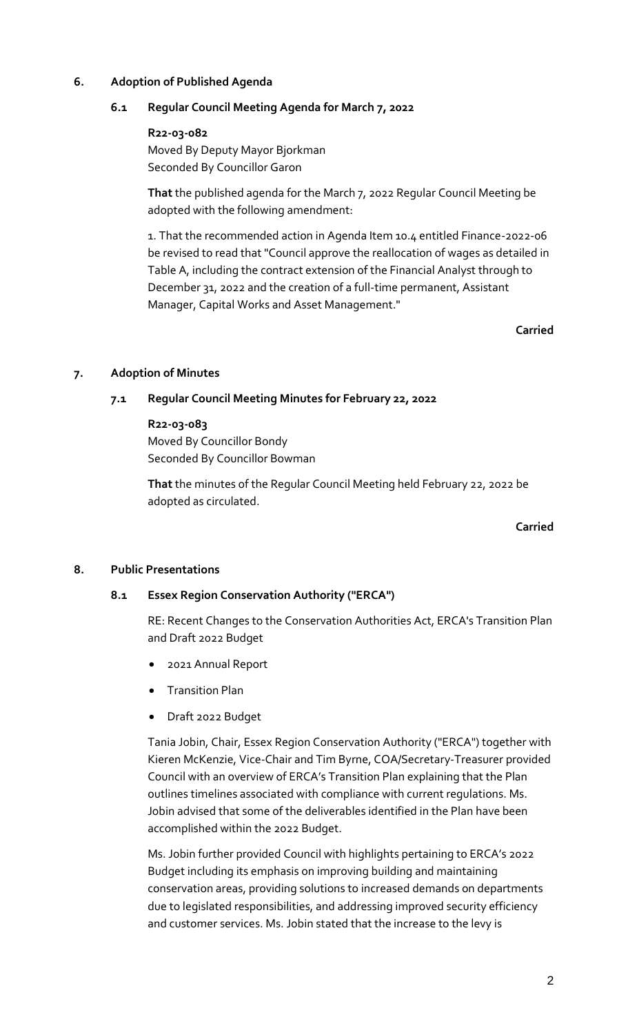## 6. Adoption of Published Agenda

### 6.1 Regular Council Meeting Agenda for March 7, 2022

**R22-03-082**
Moved By Deputy Mayor Bjorkman
Seconded By Councillor Garon

**That** the published agenda for the March 7, 2022 Regular Council Meeting be adopted with the following amendment:

1. That the recommended action in Agenda Item 10.4 entitled Finance-2022-06 be revised to read that "Council approve the reallocation of wages as detailed in Table A, including the contract extension of the Financial Analyst through to December 31, 2022 and the creation of a full-time permanent, Assistant Manager, Capital Works and Asset Management."

**Carried**

## 7. Adoption of Minutes

### 7.1 Regular Council Meeting Minutes for February 22, 2022

**R22-03-083**
Moved By Councillor Bondy
Seconded By Councillor Bowman

**That** the minutes of the Regular Council Meeting held February 22, 2022 be adopted as circulated.

**Carried**

## 8. Public Presentations

### 8.1 Essex Region Conservation Authority ("ERCA")

RE: Recent Changes to the Conservation Authorities Act, ERCA's Transition Plan and Draft 2022 Budget

- 2021 Annual Report
- Transition Plan
- Draft 2022 Budget

Tania Jobin, Chair, Essex Region Conservation Authority ("ERCA") together with Kieren McKenzie, Vice-Chair and Tim Byrne, COA/Secretary-Treasurer provided Council with an overview of ERCA's Transition Plan explaining that the Plan outlines timelines associated with compliance with current regulations. Ms. Jobin advised that some of the deliverables identified in the Plan have been accomplished within the 2022 Budget.

Ms. Jobin further provided Council with highlights pertaining to ERCA's 2022 Budget including its emphasis on improving building and maintaining conservation areas, providing solutions to increased demands on departments due to legislated responsibilities, and addressing improved security efficiency and customer services. Ms. Jobin stated that the increase to the levy is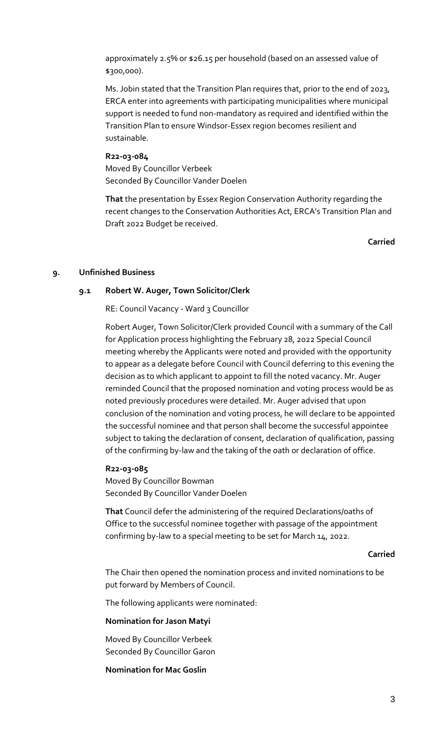approximately 2.5% or $26.15 per household (based on an assessed value of $300,000).

Ms. Jobin stated that the Transition Plan requires that, prior to the end of 2023, ERCA enter into agreements with participating municipalities where municipal support is needed to fund non-mandatory as required and identified within the Transition Plan to ensure Windsor-Essex region becomes resilient and sustainable.

**R22-03-084**
Moved By Councillor Verbeek
Seconded By Councillor Vander Doelen

**That** the presentation by Essex Region Conservation Authority regarding the recent changes to the Conservation Authorities Act, ERCA's Transition Plan and Draft 2022 Budget be received.

**Carried**

## 9. Unfinished Business

### 9.1 Robert W. Auger, Town Solicitor/Clerk

RE: Council Vacancy - Ward 3 Councillor

Robert Auger, Town Solicitor/Clerk provided Council with a summary of the Call for Application process highlighting the February 28, 2022 Special Council meeting whereby the Applicants were noted and provided with the opportunity to appear as a delegate before Council with Council deferring to this evening the decision as to which applicant to appoint to fill the noted vacancy. Mr. Auger reminded Council that the proposed nomination and voting process would be as noted previously procedures were detailed. Mr. Auger advised that upon conclusion of the nomination and voting process, he will declare to be appointed the successful nominee and that person shall become the successful appointee subject to taking the declaration of consent, declaration of qualification, passing of the confirming by-law and the taking of the oath or declaration of office.

**R22-03-085**
Moved By Councillor Bowman
Seconded By Councillor Vander Doelen

**That** Council defer the administering of the required Declarations/oaths of Office to the successful nominee together with passage of the appointment confirming by-law to a special meeting to be set for March 14, 2022.

**Carried**

The Chair then opened the nomination process and invited nominations to be put forward by Members of Council.

The following applicants were nominated:

**Nomination for Jason Matyi**

Moved By Councillor Verbeek
Seconded By Councillor Garon

**Nomination for Mac Goslin**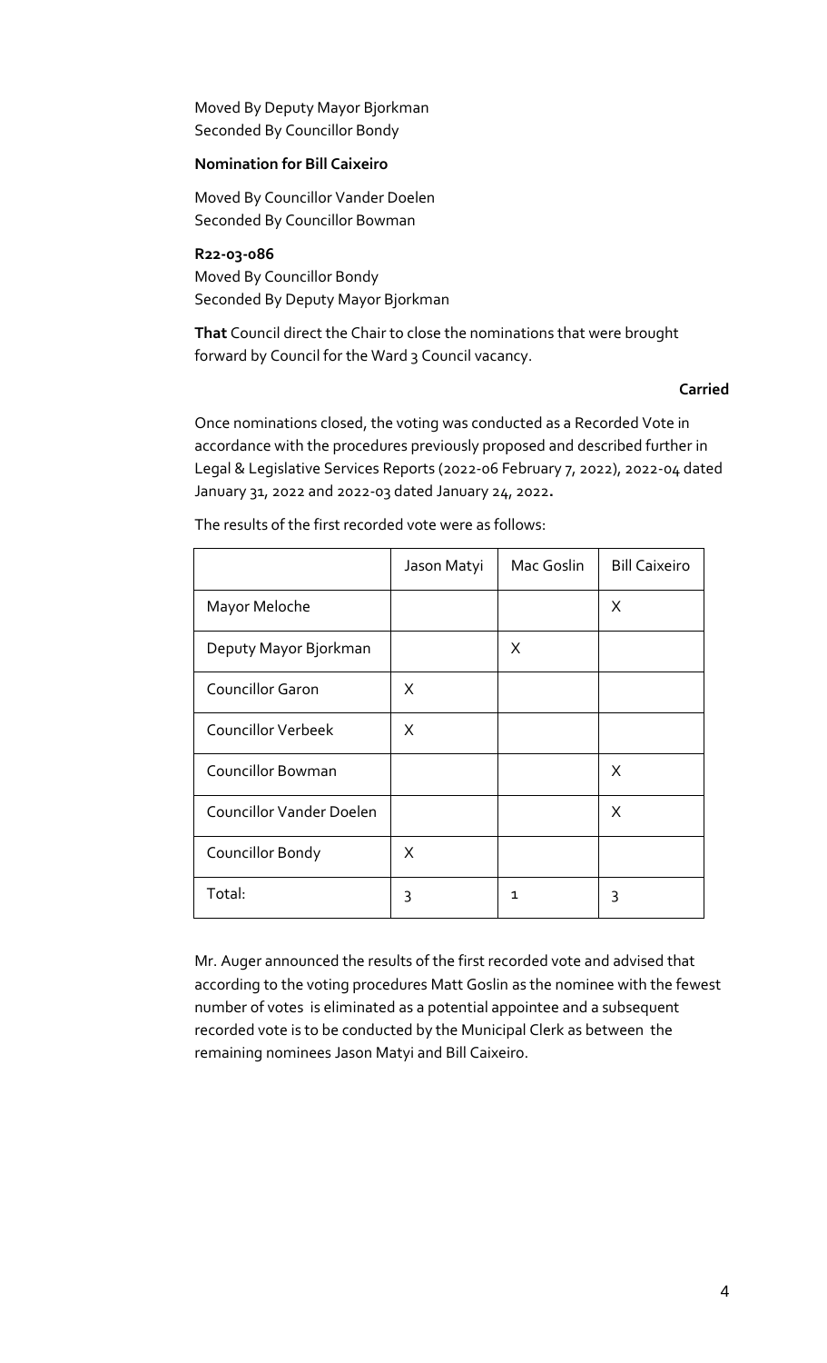Moved By Deputy Mayor Bjorkman
Seconded By Councillor Bondy

**Nomination for Bill Caixeiro**

Moved By Councillor Vander Doelen
Seconded By Councillor Bowman

**R22-03-086**
Moved By Councillor Bondy
Seconded By Deputy Mayor Bjorkman

**That** Council direct the Chair to close the nominations that were brought forward by Council for the Ward 3 Council vacancy.

**Carried**

Once nominations closed, the voting was conducted as a Recorded Vote in accordance with the procedures previously proposed and described further in Legal & Legislative Services Reports (2022-06 February 7, 2022), 2022-04 dated January 31, 2022 and 2022-03 dated January 24, 2022**.**

The results of the first recorded vote were as follows:

| | Jason Matyi | Mac Goslin | Bill Caixeiro |
|---|---|---|---|
| Mayor Meloche | | | X |
| Deputy Mayor Bjorkman | | X | |
| Councillor Garon | X | | |
| Councillor Verbeek | X | | |
| Councillor Bowman | | | X |
| Councillor Vander Doelen | | | X |
| Councillor Bondy | X | | |
| Total: | 3 | 1 | 3 |

Mr. Auger announced the results of the first recorded vote and advised that according to the voting procedures Matt Goslin as the nominee with the fewest number of votes is eliminated as a potential appointee and a subsequent recorded vote is to be conducted by the Municipal Clerk as between the remaining nominees Jason Matyi and Bill Caixeiro.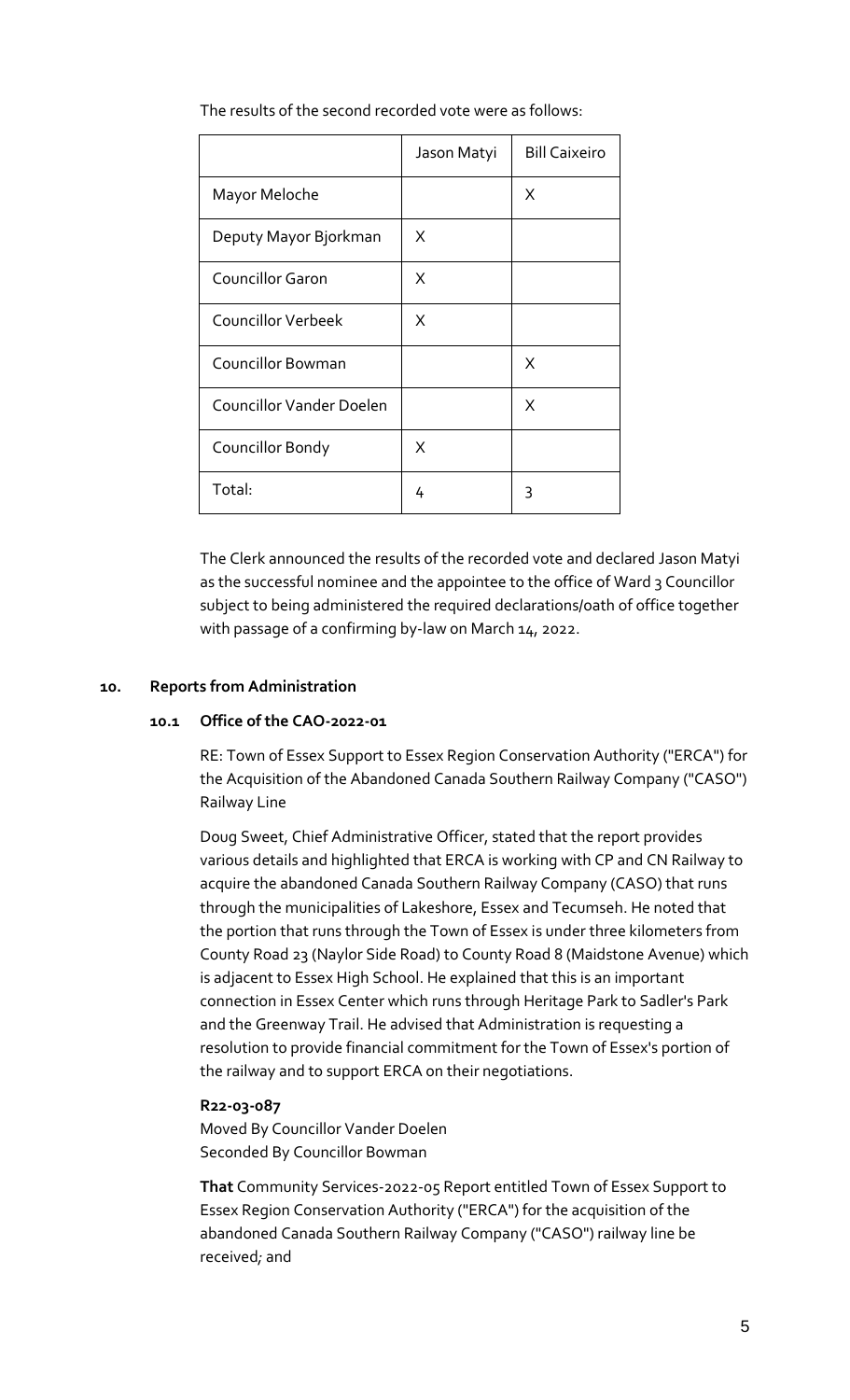The results of the second recorded vote were as follows:

| | Jason Matyi | Bill Caixeiro |
|---|---|---|
| Mayor Meloche | | X |
| Deputy Mayor Bjorkman | X | |
| Councillor Garon | X | |
| Councillor Verbeek | X | |
| Councillor Bowman | | X |
| Councillor Vander Doelen | | X |
| Councillor Bondy | X | |
| Total: | 4 | 3 |

The Clerk announced the results of the recorded vote and declared Jason Matyi as the successful nominee and the appointee to the office of Ward 3 Councillor subject to being administered the required declarations/oath of office together with passage of a confirming by-law on March 14, 2022.

## 10. Reports from Administration

### 10.1 Office of the CAO-2022-01

RE: Town of Essex Support to Essex Region Conservation Authority ("ERCA") for the Acquisition of the Abandoned Canada Southern Railway Company ("CASO") Railway Line

Doug Sweet, Chief Administrative Officer, stated that the report provides various details and highlighted that ERCA is working with CP and CN Railway to acquire the abandoned Canada Southern Railway Company (CASO) that runs through the municipalities of Lakeshore, Essex and Tecumseh. He noted that the portion that runs through the Town of Essex is under three kilometers from County Road 23 (Naylor Side Road) to County Road 8 (Maidstone Avenue) which is adjacent to Essex High School. He explained that this is an important connection in Essex Center which runs through Heritage Park to Sadler's Park and the Greenway Trail. He advised that Administration is requesting a resolution to provide financial commitment for the Town of Essex's portion of the railway and to support ERCA on their negotiations.

**R22-03-087**
Moved By Councillor Vander Doelen
Seconded By Councillor Bowman

**That** Community Services-2022-05 Report entitled Town of Essex Support to Essex Region Conservation Authority ("ERCA") for the acquisition of the abandoned Canada Southern Railway Company ("CASO") railway line be received; and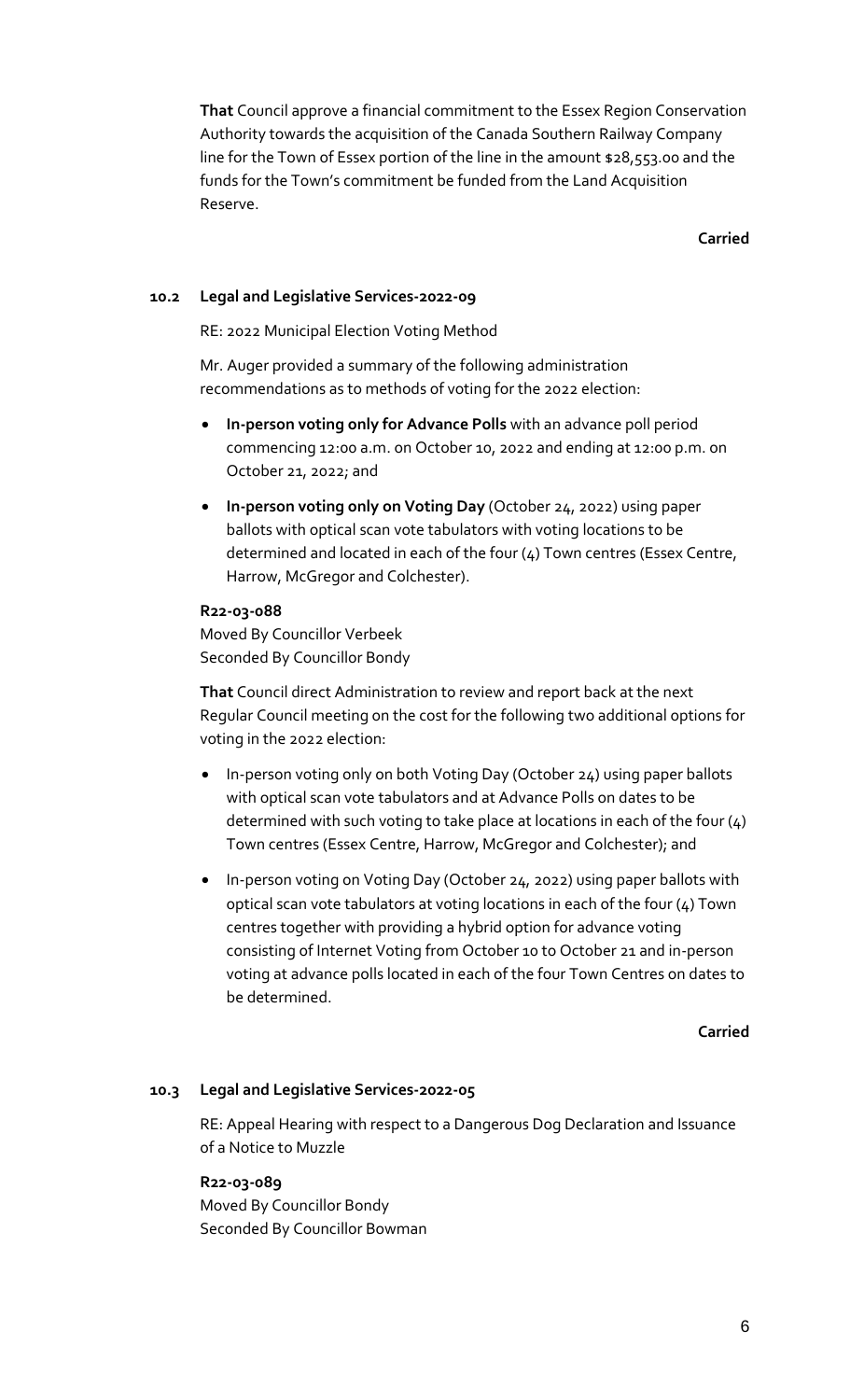**That** Council approve a financial commitment to the Essex Region Conservation Authority towards the acquisition of the Canada Southern Railway Company line for the Town of Essex portion of the line in the amount $28,553.00 and the funds for the Town's commitment be funded from the Land Acquisition Reserve.

**Carried**

### 10.2 Legal and Legislative Services-2022-09

RE: 2022 Municipal Election Voting Method

Mr. Auger provided a summary of the following administration recommendations as to methods of voting for the 2022 election:

- **In-person voting only for Advance Polls** with an advance poll period commencing 12:00 a.m. on October 10, 2022 and ending at 12:00 p.m. on October 21, 2022; and
- **In-person voting only on Voting Day** (October 24, 2022) using paper ballots with optical scan vote tabulators with voting locations to be determined and located in each of the four (4) Town centres (Essex Centre, Harrow, McGregor and Colchester).

**R22-03-088**
Moved By Councillor Verbeek
Seconded By Councillor Bondy

**That** Council direct Administration to review and report back at the next Regular Council meeting on the cost for the following two additional options for voting in the 2022 election:

- In-person voting only on both Voting Day (October 24) using paper ballots with optical scan vote tabulators and at Advance Polls on dates to be determined with such voting to take place at locations in each of the four (4) Town centres (Essex Centre, Harrow, McGregor and Colchester); and
- In-person voting on Voting Day (October 24, 2022) using paper ballots with optical scan vote tabulators at voting locations in each of the four (4) Town centres together with providing a hybrid option for advance voting consisting of Internet Voting from October 10 to October 21 and in-person voting at advance polls located in each of the four Town Centres on dates to be determined.

**Carried**

### 10.3 Legal and Legislative Services-2022-05

RE: Appeal Hearing with respect to a Dangerous Dog Declaration and Issuance of a Notice to Muzzle

**R22-03-089**
Moved By Councillor Bondy
Seconded By Councillor Bowman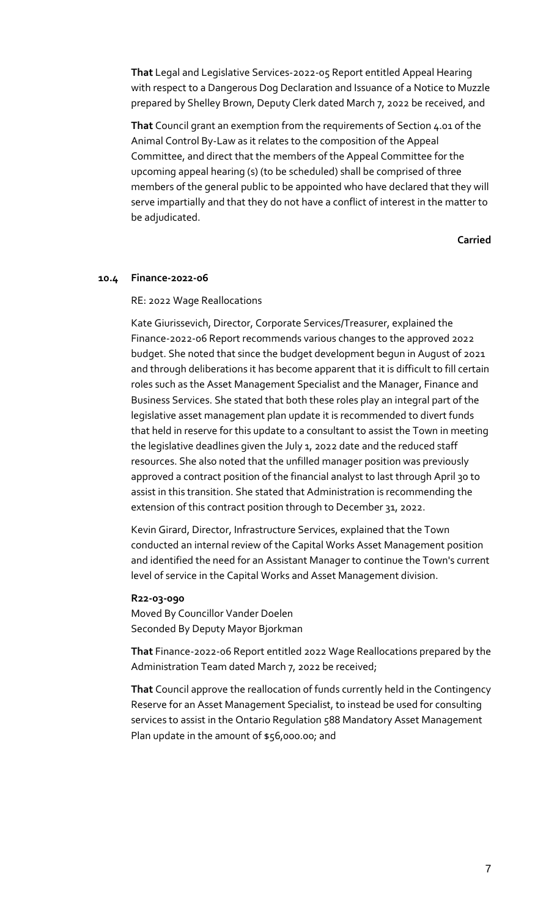**That** Legal and Legislative Services-2022-05 Report entitled Appeal Hearing with respect to a Dangerous Dog Declaration and Issuance of a Notice to Muzzle prepared by Shelley Brown, Deputy Clerk dated March 7, 2022 be received, and

**That** Council grant an exemption from the requirements of Section 4.01 of the Animal Control By-Law as it relates to the composition of the Appeal Committee, and direct that the members of the Appeal Committee for the upcoming appeal hearing (s) (to be scheduled) shall be comprised of three members of the general public to be appointed who have declared that they will serve impartially and that they do not have a conflict of interest in the matter to be adjudicated.

**Carried**

### 10.4 Finance-2022-06

RE: 2022 Wage Reallocations

Kate Giurissevich, Director, Corporate Services/Treasurer, explained the Finance-2022-06 Report recommends various changes to the approved 2022 budget. She noted that since the budget development begun in August of 2021 and through deliberations it has become apparent that it is difficult to fill certain roles such as the Asset Management Specialist and the Manager, Finance and Business Services. She stated that both these roles play an integral part of the legislative asset management plan update it is recommended to divert funds that held in reserve for this update to a consultant to assist the Town in meeting the legislative deadlines given the July 1, 2022 date and the reduced staff resources. She also noted that the unfilled manager position was previously approved a contract position of the financial analyst to last through April 30 to assist in this transition. She stated that Administration is recommending the extension of this contract position through to December 31, 2022.

Kevin Girard, Director, Infrastructure Services, explained that the Town conducted an internal review of the Capital Works Asset Management position and identified the need for an Assistant Manager to continue the Town's current level of service in the Capital Works and Asset Management division.

**R22-03-090**
Moved By Councillor Vander Doelen
Seconded By Deputy Mayor Bjorkman

**That** Finance-2022-06 Report entitled 2022 Wage Reallocations prepared by the Administration Team dated March 7, 2022 be received;

**That** Council approve the reallocation of funds currently held in the Contingency Reserve for an Asset Management Specialist, to instead be used for consulting services to assist in the Ontario Regulation 588 Mandatory Asset Management Plan update in the amount of $56,000.00; and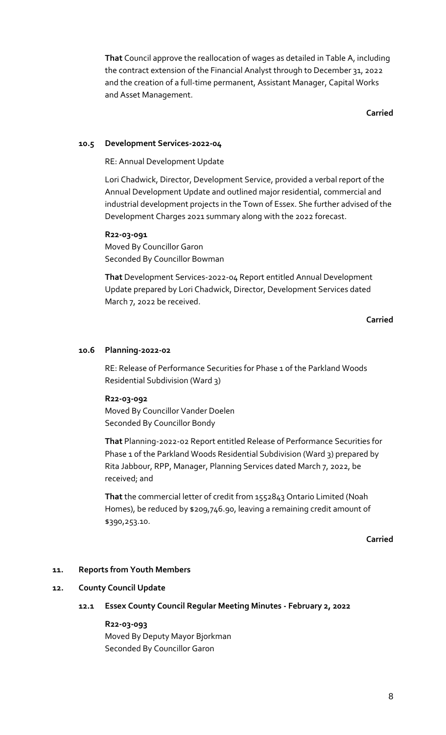**That** Council approve the reallocation of wages as detailed in Table A, including the contract extension of the Financial Analyst through to December 31, 2022 and the creation of a full-time permanent, Assistant Manager, Capital Works and Asset Management.

**Carried**

### 10.5 Development Services-2022-04

RE: Annual Development Update

Lori Chadwick, Director, Development Service, provided a verbal report of the Annual Development Update and outlined major residential, commercial and industrial development projects in the Town of Essex. She further advised of the Development Charges 2021 summary along with the 2022 forecast.

**R22-03-091**
Moved By Councillor Garon
Seconded By Councillor Bowman

**That** Development Services-2022-04 Report entitled Annual Development Update prepared by Lori Chadwick, Director, Development Services dated March 7, 2022 be received.

**Carried**

### 10.6 Planning-2022-02

RE: Release of Performance Securities for Phase 1 of the Parkland Woods Residential Subdivision (Ward 3)

**R22-03-092**
Moved By Councillor Vander Doelen
Seconded By Councillor Bondy

**That** Planning-2022-02 Report entitled Release of Performance Securities for Phase 1 of the Parkland Woods Residential Subdivision (Ward 3) prepared by Rita Jabbour, RPP, Manager, Planning Services dated March 7, 2022, be received; and

**That** the commercial letter of credit from 1552843 Ontario Limited (Noah Homes), be reduced by $209,746.90, leaving a remaining credit amount of $390,253.10.

**Carried**

## 11. Reports from Youth Members

## 12. County Council Update

### 12.1 Essex County Council Regular Meeting Minutes - February 2, 2022

**R22-03-093**
Moved By Deputy Mayor Bjorkman
Seconded By Councillor Garon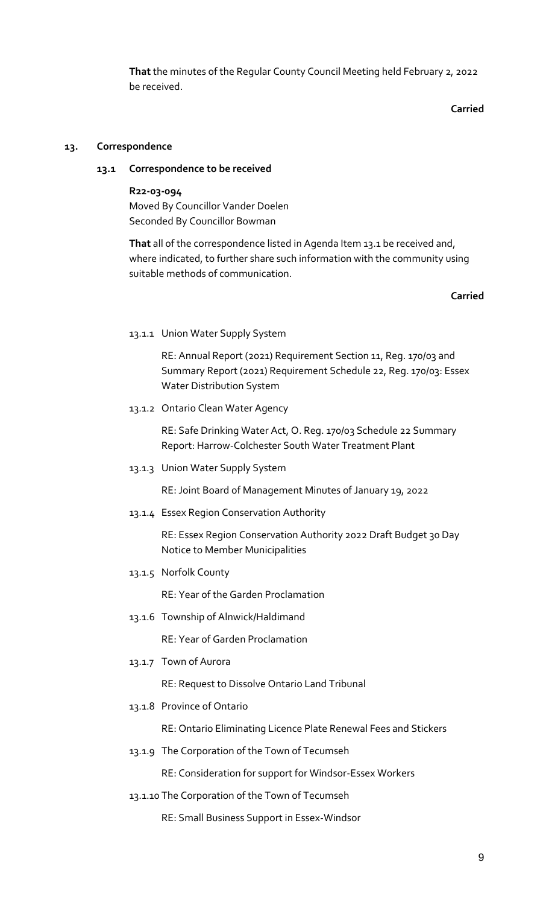**That** the minutes of the Regular County Council Meeting held February 2, 2022 be received.

**Carried**

## 13. Correspondence

### 13.1 Correspondence to be received

**R22-03-094**
Moved By Councillor Vander Doelen
Seconded By Councillor Bowman

**That** all of the correspondence listed in Agenda Item 13.1 be received and, where indicated, to further share such information with the community using suitable methods of communication.

**Carried**

13.1.1 Union Water Supply System

RE: Annual Report (2021) Requirement Section 11, Reg. 170/03 and Summary Report (2021) Requirement Schedule 22, Reg. 170/03: Essex Water Distribution System

13.1.2 Ontario Clean Water Agency

RE: Safe Drinking Water Act, O. Reg. 170/03 Schedule 22 Summary Report: Harrow-Colchester South Water Treatment Plant

13.1.3 Union Water Supply System

RE: Joint Board of Management Minutes of January 19, 2022

13.1.4 Essex Region Conservation Authority

RE: Essex Region Conservation Authority 2022 Draft Budget 30 Day Notice to Member Municipalities

13.1.5 Norfolk County

RE: Year of the Garden Proclamation

13.1.6 Township of Alnwick/Haldimand

RE: Year of Garden Proclamation

13.1.7 Town of Aurora

RE: Request to Dissolve Ontario Land Tribunal

13.1.8 Province of Ontario

RE: Ontario Eliminating Licence Plate Renewal Fees and Stickers

13.1.9 The Corporation of the Town of Tecumseh

RE: Consideration for support for Windsor-Essex Workers

13.1.10 The Corporation of the Town of Tecumseh

RE: Small Business Support in Essex-Windsor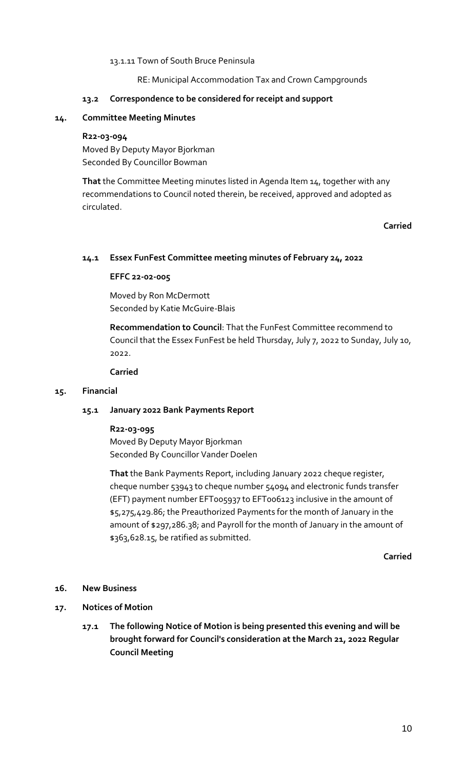13.1.11 Town of South Bruce Peninsula

RE: Municipal Accommodation Tax and Crown Campgrounds

### 13.2 Correspondence to be considered for receipt and support

## 14. Committee Meeting Minutes

**R22-03-094**
Moved By Deputy Mayor Bjorkman
Seconded By Councillor Bowman

**That** the Committee Meeting minutes listed in Agenda Item 14, together with any recommendations to Council noted therein, be received, approved and adopted as circulated.

**Carried**

### 14.1 Essex FunFest Committee meeting minutes of February 24, 2022

**EFFC 22-02-005**

Moved by Ron McDermott
Seconded by Katie McGuire-Blais

**Recommendation to Council**: That the FunFest Committee recommend to Council that the Essex FunFest be held Thursday, July 7, 2022 to Sunday, July 10, 2022.

**Carried**

## 15. Financial

### 15.1 January 2022 Bank Payments Report

**R22-03-095**
Moved By Deputy Mayor Bjorkman
Seconded By Councillor Vander Doelen

**That** the Bank Payments Report, including January 2022 cheque register, cheque number 53943 to cheque number 54094 and electronic funds transfer (EFT) payment number EFT005937 to EFT006123 inclusive in the amount of $5,275,429.86; the Preauthorized Payments for the month of January in the amount of $297,286.38; and Payroll for the month of January in the amount of $363,628.15, be ratified as submitted.

**Carried**

## 16. New Business

## 17. Notices of Motion

### 17.1 The following Notice of Motion is being presented this evening and will be brought forward for Council's consideration at the March 21, 2022 Regular Council Meeting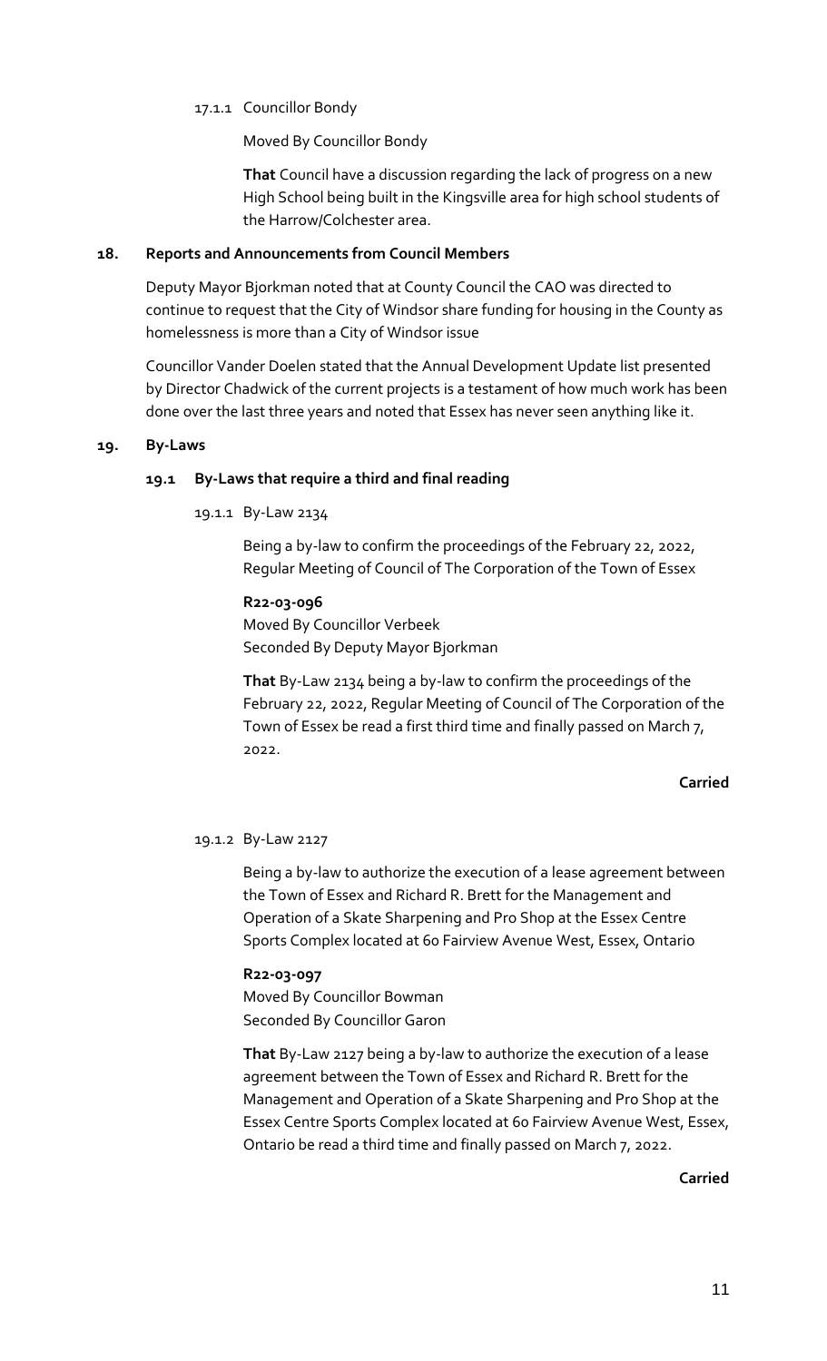17.1.1 Councillor Bondy

Moved By Councillor Bondy

**That** Council have a discussion regarding the lack of progress on a new High School being built in the Kingsville area for high school students of the Harrow/Colchester area.

## 18. Reports and Announcements from Council Members

Deputy Mayor Bjorkman noted that at County Council the CAO was directed to continue to request that the City of Windsor share funding for housing in the County as homelessness is more than a City of Windsor issue

Councillor Vander Doelen stated that the Annual Development Update list presented by Director Chadwick of the current projects is a testament of how much work has been done over the last three years and noted that Essex has never seen anything like it.

## 19. By-Laws

### 19.1 By-Laws that require a third and final reading

19.1.1 By-Law 2134

Being a by-law to confirm the proceedings of the February 22, 2022, Regular Meeting of Council of The Corporation of the Town of Essex

**R22-03-096**
Moved By Councillor Verbeek
Seconded By Deputy Mayor Bjorkman

**That** By-Law 2134 being a by-law to confirm the proceedings of the February 22, 2022, Regular Meeting of Council of The Corporation of the Town of Essex be read a first third time and finally passed on March 7, 2022.

**Carried**

19.1.2 By-Law 2127

Being a by-law to authorize the execution of a lease agreement between the Town of Essex and Richard R. Brett for the Management and Operation of a Skate Sharpening and Pro Shop at the Essex Centre Sports Complex located at 60 Fairview Avenue West, Essex, Ontario

**R22-03-097**
Moved By Councillor Bowman
Seconded By Councillor Garon

**That** By-Law 2127 being a by-law to authorize the execution of a lease agreement between the Town of Essex and Richard R. Brett for the Management and Operation of a Skate Sharpening and Pro Shop at the Essex Centre Sports Complex located at 60 Fairview Avenue West, Essex, Ontario be read a third time and finally passed on March 7, 2022.

**Carried**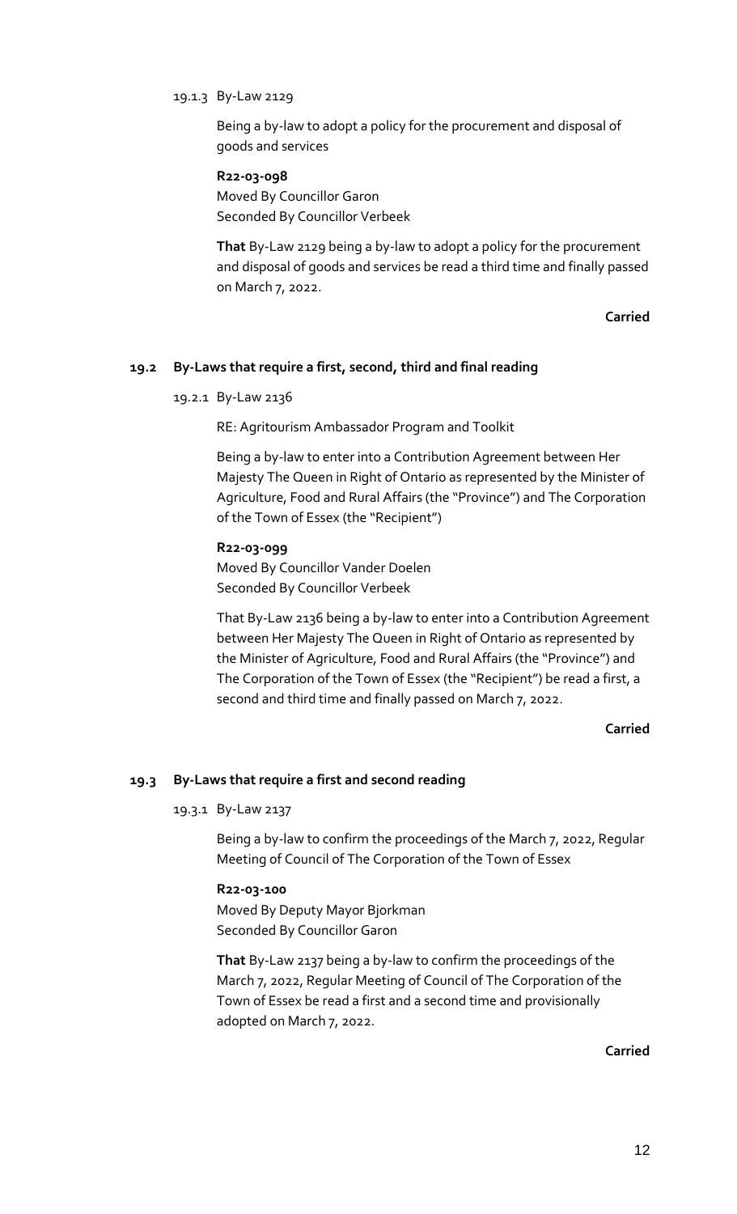19.1.3 By-Law 2129

Being a by-law to adopt a policy for the procurement and disposal of goods and services

**R22-03-098**
Moved By Councillor Garon
Seconded By Councillor Verbeek

**That** By-Law 2129 being a by-law to adopt a policy for the procurement and disposal of goods and services be read a third time and finally passed on March 7, 2022.

**Carried**

## 19.2 By-Laws that require a first, second, third and final reading

19.2.1 By-Law 2136

RE: Agritourism Ambassador Program and Toolkit

Being a by-law to enter into a Contribution Agreement between Her Majesty The Queen in Right of Ontario as represented by the Minister of Agriculture, Food and Rural Affairs (the "Province") and The Corporation of the Town of Essex (the "Recipient")

**R22-03-099**
Moved By Councillor Vander Doelen
Seconded By Councillor Verbeek

That By-Law 2136 being a by-law to enter into a Contribution Agreement between Her Majesty The Queen in Right of Ontario as represented by the Minister of Agriculture, Food and Rural Affairs (the "Province") and The Corporation of the Town of Essex (the "Recipient") be read a first, a second and third time and finally passed on March 7, 2022.

**Carried**

## 19.3 By-Laws that require a first and second reading

19.3.1 By-Law 2137

Being a by-law to confirm the proceedings of the March 7, 2022, Regular Meeting of Council of The Corporation of the Town of Essex

**R22-03-100**
Moved By Deputy Mayor Bjorkman
Seconded By Councillor Garon

**That** By-Law 2137 being a by-law to confirm the proceedings of the March 7, 2022, Regular Meeting of Council of The Corporation of the Town of Essex be read a first and a second time and provisionally adopted on March 7, 2022.

**Carried**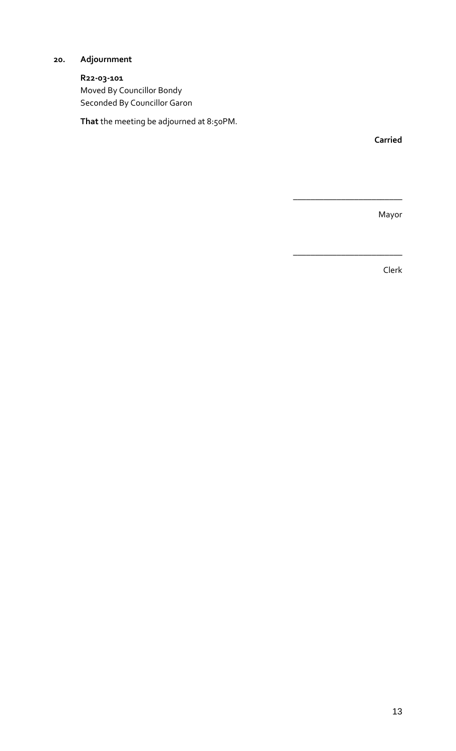## 20. Adjournment

**R22-03-101**
Moved By Councillor Bondy
Seconded By Councillor Garon

**That** the meeting be adjourned at 8:50PM.

**Carried**

\_\_\_\_\_\_\_\_\_\_\_\_\_\_\_\_\_\_\_\_\_\_\_\_

Mayor

\_\_\_\_\_\_\_\_\_\_\_\_\_\_\_\_\_\_\_\_\_\_\_\_

Clerk